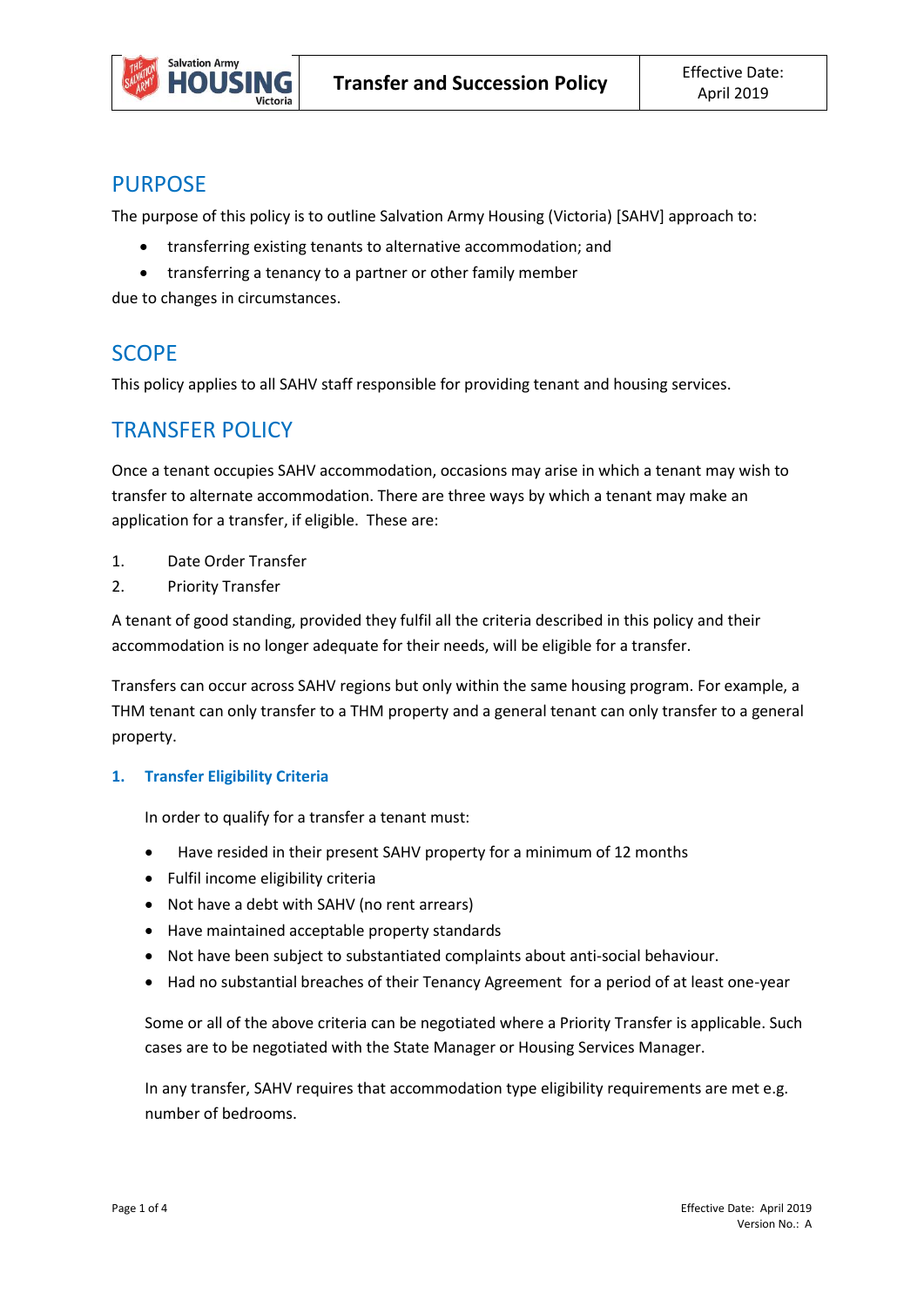# Transfer and Succession Policy

Effective Date: April 2019

## PURPOSE

The purpose of this policy is to outline Salvation Army Housing (Victoria) [SAHV] approach to:

- transferring existing tenants to alternative accommodation; and
- transferring a tenancy to a partner or other family member

due to changes in circumstances.

## SCOPE

This policy applies to all SAHV staff responsible for providing tenant and housing services.

## TRANSFER POLICY

Once a tenant occupies SAHV accommodation, occasions may arise in which a tenant may wish to transfer to alternate accommodation. There are three ways by which a tenant may make an application for a transfer, if eligible. These are:

1. Date Order Transfer
2. Priority Transfer

A tenant of good standing, provided they fulfil all the criteria described in this policy and their accommodation is no longer adequate for their needs, will be eligible for a transfer.

Transfers can occur across SAHV regions but only within the same housing program. For example, a THM tenant can only transfer to a THM property and a general tenant can only transfer to a general property.

### 1. Transfer Eligibility Criteria

In order to qualify for a transfer a tenant must:

- Have resided in their present SAHV property for a minimum of 12 months
- Fulfil income eligibility criteria
- Not have a debt with SAHV (no rent arrears)
- Have maintained acceptable property standards
- Not have been subject to substantiated complaints about anti-social behaviour.
- Had no substantial breaches of their Tenancy Agreement for a period of at least one-year

Some or all of the above criteria can be negotiated where a Priority Transfer is applicable. Such cases are to be negotiated with the State Manager or Housing Services Manager.

In any transfer, SAHV requires that accommodation type eligibility requirements are met e.g. number of bedrooms.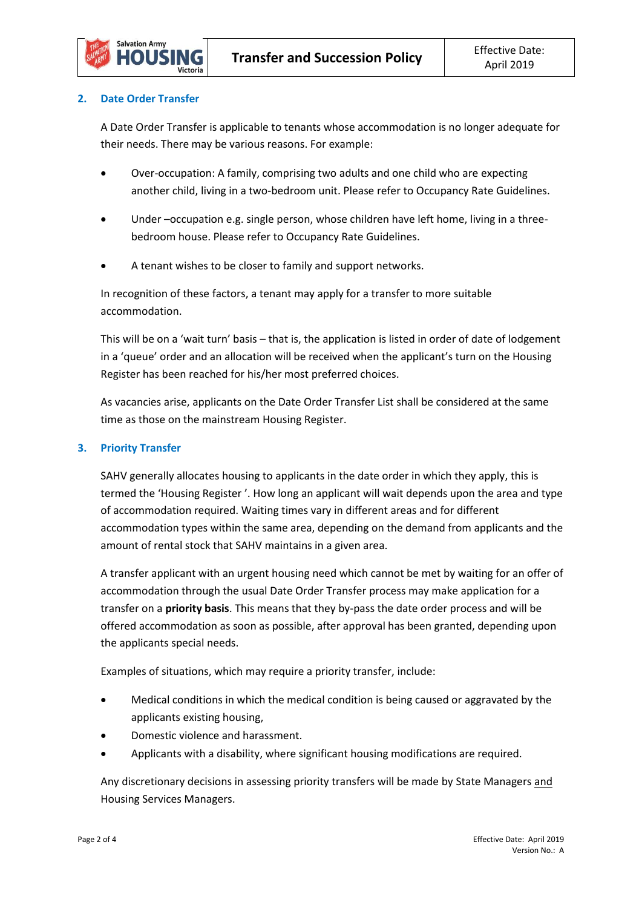## 2. Date Order Transfer

A Date Order Transfer is applicable to tenants whose accommodation is no longer adequate for their needs. There may be various reasons. For example:

- Over-occupation: A family, comprising two adults and one child who are expecting another child, living in a two-bedroom unit. Please refer to Occupancy Rate Guidelines.
- Under –occupation e.g. single person, whose children have left home, living in a three-bedroom house. Please refer to Occupancy Rate Guidelines.
- A tenant wishes to be closer to family and support networks.

In recognition of these factors, a tenant may apply for a transfer to more suitable accommodation.

This will be on a 'wait turn' basis – that is, the application is listed in order of date of lodgement in a 'queue' order and an allocation will be received when the applicant's turn on the Housing Register has been reached for his/her most preferred choices.

As vacancies arise, applicants on the Date Order Transfer List shall be considered at the same time as those on the mainstream Housing Register.

## 3. Priority Transfer

SAHV generally allocates housing to applicants in the date order in which they apply, this is termed the 'Housing Register '. How long an applicant will wait depends upon the area and type of accommodation required. Waiting times vary in different areas and for different accommodation types within the same area, depending on the demand from applicants and the amount of rental stock that SAHV maintains in a given area.

A transfer applicant with an urgent housing need which cannot be met by waiting for an offer of accommodation through the usual Date Order Transfer process may make application for a transfer on a **priority basis**. This means that they by-pass the date order process and will be offered accommodation as soon as possible, after approval has been granted, depending upon the applicants special needs.

Examples of situations, which may require a priority transfer, include:

- Medical conditions in which the medical condition is being caused or aggravated by the applicants existing housing,
- Domestic violence and harassment.
- Applicants with a disability, where significant housing modifications are required.

Any discretionary decisions in assessing priority transfers will be made by State Managers and Housing Services Managers.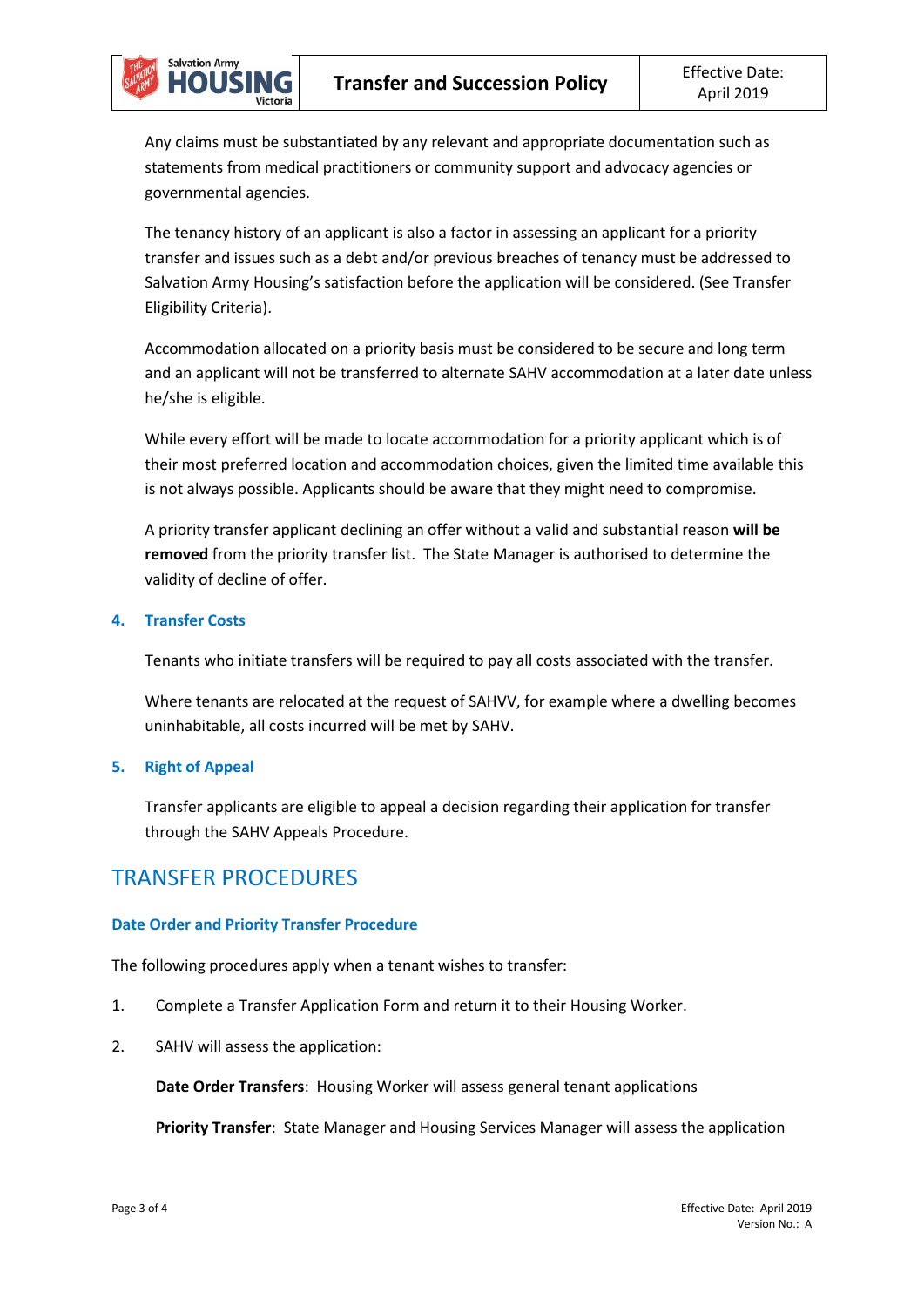Any claims must be substantiated by any relevant and appropriate documentation such as statements from medical practitioners or community support and advocacy agencies or governmental agencies.

The tenancy history of an applicant is also a factor in assessing an applicant for a priority transfer and issues such as a debt and/or previous breaches of tenancy must be addressed to Salvation Army Housing's satisfaction before the application will be considered. (See Transfer Eligibility Criteria).

Accommodation allocated on a priority basis must be considered to be secure and long term and an applicant will not be transferred to alternate SAHV accommodation at a later date unless he/she is eligible.

While every effort will be made to locate accommodation for a priority applicant which is of their most preferred location and accommodation choices, given the limited time available this is not always possible. Applicants should be aware that they might need to compromise.

A priority transfer applicant declining an offer without a valid and substantial reason **will be removed** from the priority transfer list. The State Manager is authorised to determine the validity of decline of offer.

### 4. Transfer Costs

Tenants who initiate transfers will be required to pay all costs associated with the transfer.

Where tenants are relocated at the request of SAHVV, for example where a dwelling becomes uninhabitable, all costs incurred will be met by SAHV.

### 5. Right of Appeal

Transfer applicants are eligible to appeal a decision regarding their application for transfer through the SAHV Appeals Procedure.

## TRANSFER PROCEDURES

### Date Order and Priority Transfer Procedure

The following procedures apply when a tenant wishes to transfer:

1. Complete a Transfer Application Form and return it to their Housing Worker.
2. SAHV will assess the application:

   **Date Order Transfers**: Housing Worker will assess general tenant applications

   **Priority Transfer**: State Manager and Housing Services Manager will assess the application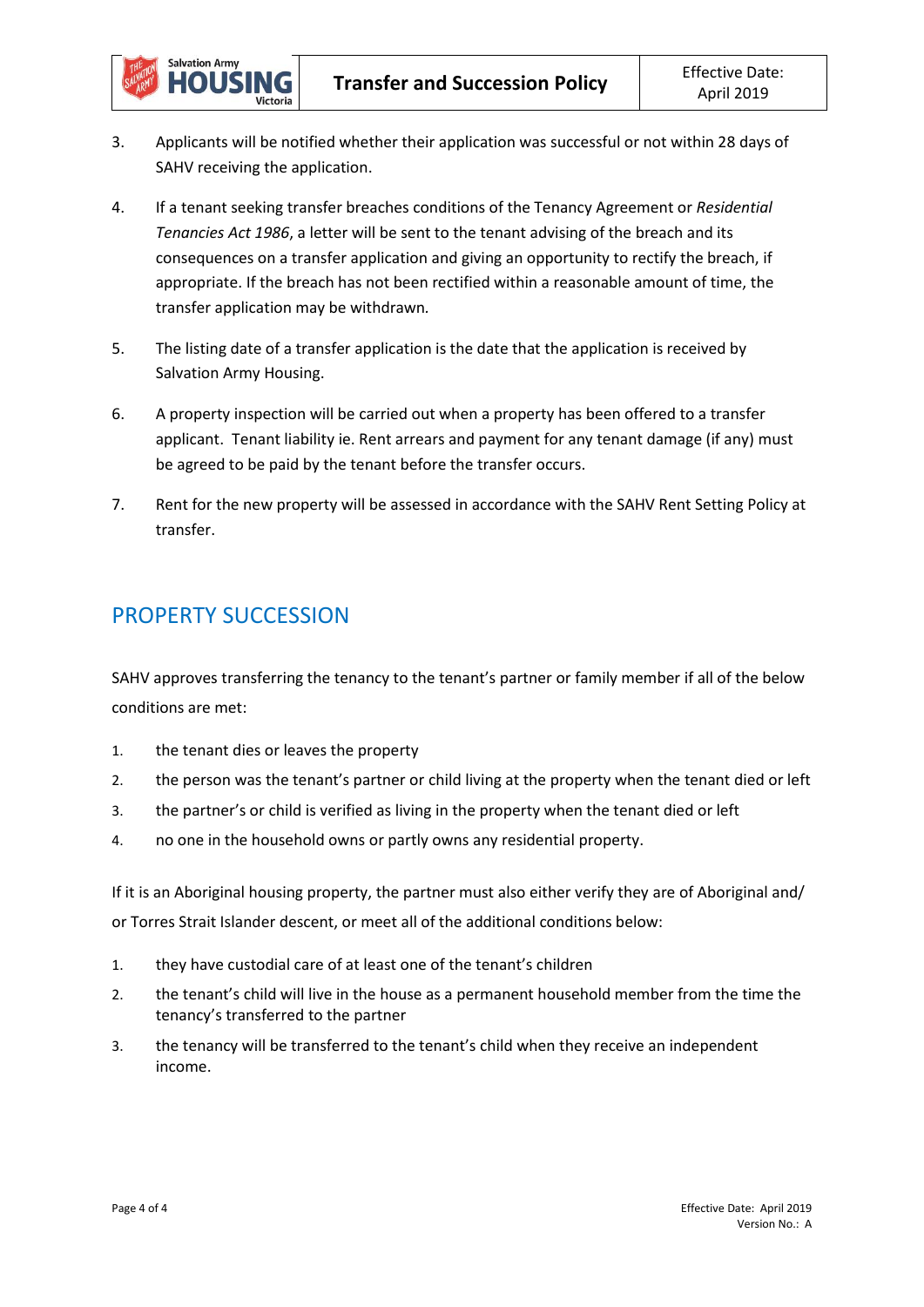3. Applicants will be notified whether their application was successful or not within 28 days of SAHV receiving the application.

4. If a tenant seeking transfer breaches conditions of the Tenancy Agreement or *Residential Tenancies Act 1986*, a letter will be sent to the tenant advising of the breach and its consequences on a transfer application and giving an opportunity to rectify the breach, if appropriate. If the breach has not been rectified within a reasonable amount of time, the transfer application may be withdrawn.

5. The listing date of a transfer application is the date that the application is received by Salvation Army Housing.

6. A property inspection will be carried out when a property has been offered to a transfer applicant. Tenant liability ie. Rent arrears and payment for any tenant damage (if any) must be agreed to be paid by the tenant before the transfer occurs.

7. Rent for the new property will be assessed in accordance with the SAHV Rent Setting Policy at transfer.

## PROPERTY SUCCESSION

SAHV approves transferring the tenancy to the tenant's partner or family member if all of the below conditions are met:

1. the tenant dies or leaves the property
2. the person was the tenant's partner or child living at the property when the tenant died or left
3. the partner's or child is verified as living in the property when the tenant died or left
4. no one in the household owns or partly owns any residential property.

If it is an Aboriginal housing property, the partner must also either verify they are of Aboriginal and/ or Torres Strait Islander descent, or meet all of the additional conditions below:

1. they have custodial care of at least one of the tenant's children
2. the tenant's child will live in the house as a permanent household member from the time the tenancy's transferred to the partner
3. the tenancy will be transferred to the tenant's child when they receive an independent income.